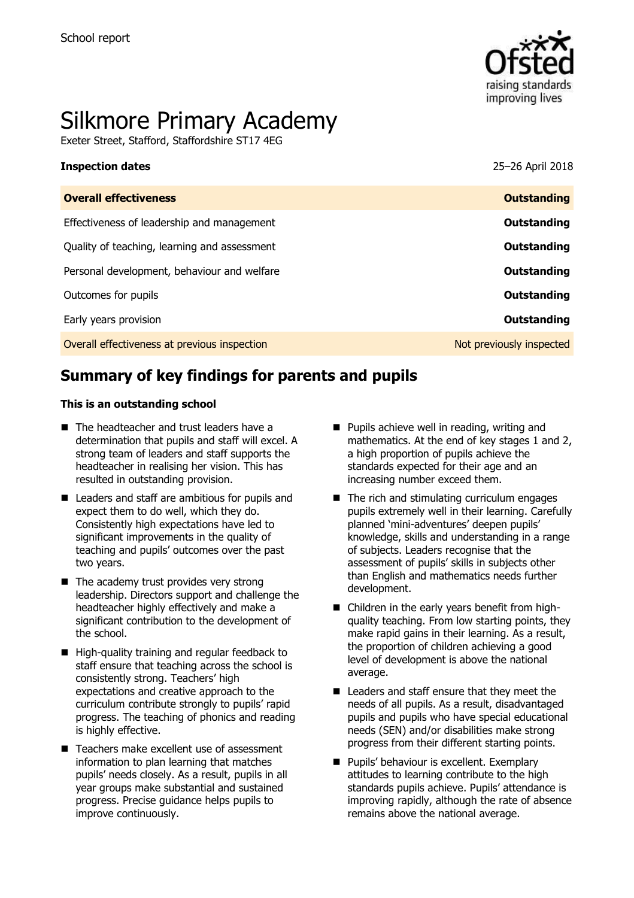School report

# Silkmore Primary Academy

Exeter Street, Stafford, Staffordshire ST17 4EG

| | |
|---|---|
| **Inspection dates** | 25–26 April 2018 |
| **Overall effectiveness** | **Outstanding** |
| Effectiveness of leadership and management | **Outstanding** |
| Quality of teaching, learning and assessment | **Outstanding** |
| Personal development, behaviour and welfare | **Outstanding** |
| Outcomes for pupils | **Outstanding** |
| Early years provision | **Outstanding** |
| Overall effectiveness at previous inspection | Not previously inspected |

## Summary of key findings for parents and pupils

**This is an outstanding school**

- The headteacher and trust leaders have a determination that pupils and staff will excel. A strong team of leaders and staff supports the headteacher in realising her vision. This has resulted in outstanding provision.
- Leaders and staff are ambitious for pupils and expect them to do well, which they do. Consistently high expectations have led to significant improvements in the quality of teaching and pupils' outcomes over the past two years.
- The academy trust provides very strong leadership. Directors support and challenge the headteacher highly effectively and make a significant contribution to the development of the school.
- High-quality training and regular feedback to staff ensure that teaching across the school is consistently strong. Teachers' high expectations and creative approach to the curriculum contribute strongly to pupils' rapid progress. The teaching of phonics and reading is highly effective.
- Teachers make excellent use of assessment information to plan learning that matches pupils' needs closely. As a result, pupils in all year groups make substantial and sustained progress. Precise guidance helps pupils to improve continuously.
- Pupils achieve well in reading, writing and mathematics. At the end of key stages 1 and 2, a high proportion of pupils achieve the standards expected for their age and an increasing number exceed them.
- The rich and stimulating curriculum engages pupils extremely well in their learning. Carefully planned 'mini-adventures' deepen pupils' knowledge, skills and understanding in a range of subjects. Leaders recognise that the assessment of pupils' skills in subjects other than English and mathematics needs further development.
- Children in the early years benefit from high-quality teaching. From low starting points, they make rapid gains in their learning. As a result, the proportion of children achieving a good level of development is above the national average.
- Leaders and staff ensure that they meet the needs of all pupils. As a result, disadvantaged pupils and pupils who have special educational needs (SEN) and/or disabilities make strong progress from their different starting points.
- Pupils' behaviour is excellent. Exemplary attitudes to learning contribute to the high standards pupils achieve. Pupils' attendance is improving rapidly, although the rate of absence remains above the national average.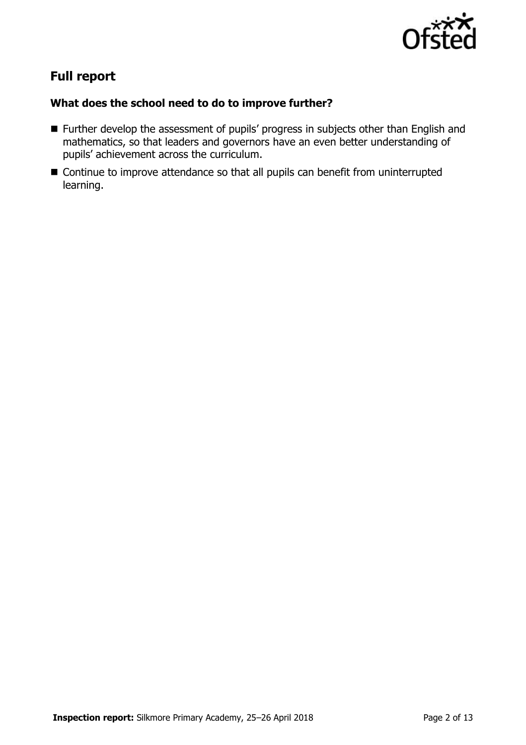## Full report

### What does the school need to do to improve further?

- Further develop the assessment of pupils' progress in subjects other than English and mathematics, so that leaders and governors have an even better understanding of pupils' achievement across the curriculum.
- Continue to improve attendance so that all pupils can benefit from uninterrupted learning.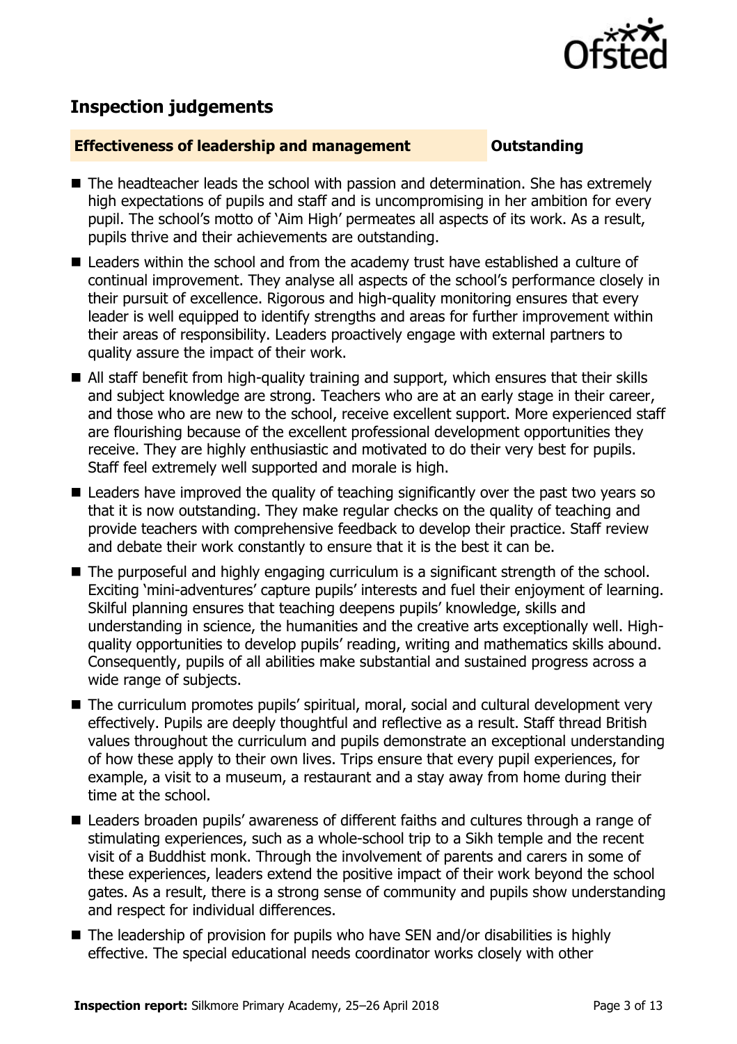## Inspection judgements

### Effectiveness of leadership and management — Outstanding

- The headteacher leads the school with passion and determination. She has extremely high expectations of pupils and staff and is uncompromising in her ambition for every pupil. The school's motto of 'Aim High' permeates all aspects of its work. As a result, pupils thrive and their achievements are outstanding.
- Leaders within the school and from the academy trust have established a culture of continual improvement. They analyse all aspects of the school's performance closely in their pursuit of excellence. Rigorous and high-quality monitoring ensures that every leader is well equipped to identify strengths and areas for further improvement within their areas of responsibility. Leaders proactively engage with external partners to quality assure the impact of their work.
- All staff benefit from high-quality training and support, which ensures that their skills and subject knowledge are strong. Teachers who are at an early stage in their career, and those who are new to the school, receive excellent support. More experienced staff are flourishing because of the excellent professional development opportunities they receive. They are highly enthusiastic and motivated to do their very best for pupils. Staff feel extremely well supported and morale is high.
- Leaders have improved the quality of teaching significantly over the past two years so that it is now outstanding. They make regular checks on the quality of teaching and provide teachers with comprehensive feedback to develop their practice. Staff review and debate their work constantly to ensure that it is the best it can be.
- The purposeful and highly engaging curriculum is a significant strength of the school. Exciting 'mini-adventures' capture pupils' interests and fuel their enjoyment of learning. Skilful planning ensures that teaching deepens pupils' knowledge, skills and understanding in science, the humanities and the creative arts exceptionally well. High-quality opportunities to develop pupils' reading, writing and mathematics skills abound. Consequently, pupils of all abilities make substantial and sustained progress across a wide range of subjects.
- The curriculum promotes pupils' spiritual, moral, social and cultural development very effectively. Pupils are deeply thoughtful and reflective as a result. Staff thread British values throughout the curriculum and pupils demonstrate an exceptional understanding of how these apply to their own lives. Trips ensure that every pupil experiences, for example, a visit to a museum, a restaurant and a stay away from home during their time at the school.
- Leaders broaden pupils' awareness of different faiths and cultures through a range of stimulating experiences, such as a whole-school trip to a Sikh temple and the recent visit of a Buddhist monk. Through the involvement of parents and carers in some of these experiences, leaders extend the positive impact of their work beyond the school gates. As a result, there is a strong sense of community and pupils show understanding and respect for individual differences.
- The leadership of provision for pupils who have SEN and/or disabilities is highly effective. The special educational needs coordinator works closely with other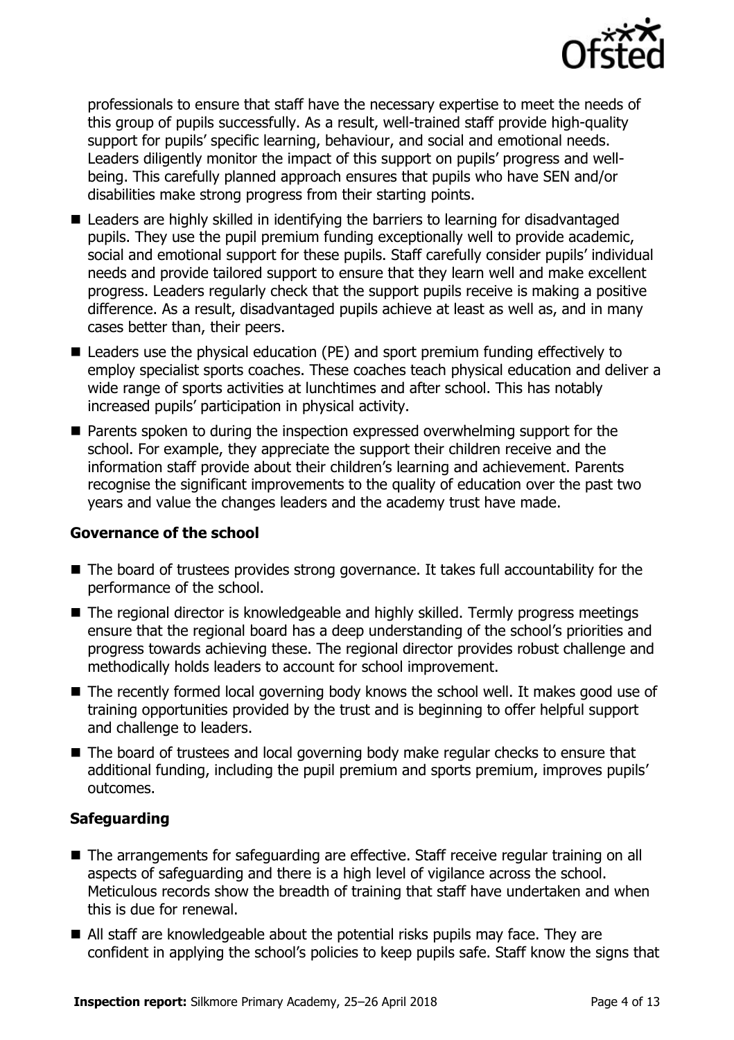professionals to ensure that staff have the necessary expertise to meet the needs of this group of pupils successfully. As a result, well-trained staff provide high-quality support for pupils' specific learning, behaviour, and social and emotional needs. Leaders diligently monitor the impact of this support on pupils' progress and well-being. This carefully planned approach ensures that pupils who have SEN and/or disabilities make strong progress from their starting points.

- Leaders are highly skilled in identifying the barriers to learning for disadvantaged pupils. They use the pupil premium funding exceptionally well to provide academic, social and emotional support for these pupils. Staff carefully consider pupils' individual needs and provide tailored support to ensure that they learn well and make excellent progress. Leaders regularly check that the support pupils receive is making a positive difference. As a result, disadvantaged pupils achieve at least as well as, and in many cases better than, their peers.
- Leaders use the physical education (PE) and sport premium funding effectively to employ specialist sports coaches. These coaches teach physical education and deliver a wide range of sports activities at lunchtimes and after school. This has notably increased pupils' participation in physical activity.
- Parents spoken to during the inspection expressed overwhelming support for the school. For example, they appreciate the support their children receive and the information staff provide about their children's learning and achievement. Parents recognise the significant improvements to the quality of education over the past two years and value the changes leaders and the academy trust have made.

### Governance of the school

- The board of trustees provides strong governance. It takes full accountability for the performance of the school.
- The regional director is knowledgeable and highly skilled. Termly progress meetings ensure that the regional board has a deep understanding of the school's priorities and progress towards achieving these. The regional director provides robust challenge and methodically holds leaders to account for school improvement.
- The recently formed local governing body knows the school well. It makes good use of training opportunities provided by the trust and is beginning to offer helpful support and challenge to leaders.
- The board of trustees and local governing body make regular checks to ensure that additional funding, including the pupil premium and sports premium, improves pupils' outcomes.

### Safeguarding

- The arrangements for safeguarding are effective. Staff receive regular training on all aspects of safeguarding and there is a high level of vigilance across the school. Meticulous records show the breadth of training that staff have undertaken and when this is due for renewal.
- All staff are knowledgeable about the potential risks pupils may face. They are confident in applying the school's policies to keep pupils safe. Staff know the signs that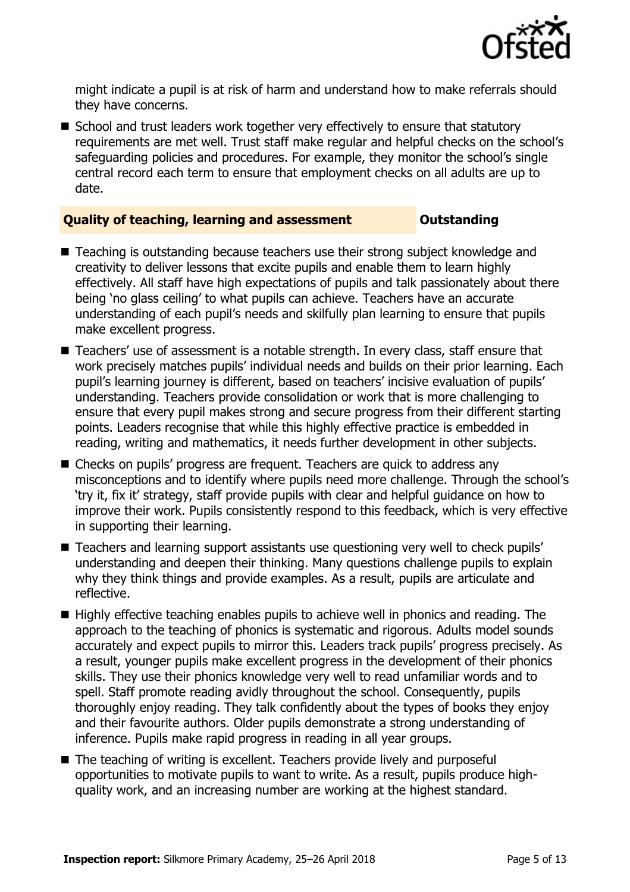might indicate a pupil is at risk of harm and understand how to make referrals should they have concerns.

- School and trust leaders work together very effectively to ensure that statutory requirements are met well. Trust staff make regular and helpful checks on the school's safeguarding policies and procedures. For example, they monitor the school's single central record each term to ensure that employment checks on all adults are up to date.

## Quality of teaching, learning and assessment — Outstanding

- Teaching is outstanding because teachers use their strong subject knowledge and creativity to deliver lessons that excite pupils and enable them to learn highly effectively. All staff have high expectations of pupils and talk passionately about there being 'no glass ceiling' to what pupils can achieve. Teachers have an accurate understanding of each pupil's needs and skilfully plan learning to ensure that pupils make excellent progress.
- Teachers' use of assessment is a notable strength. In every class, staff ensure that work precisely matches pupils' individual needs and builds on their prior learning. Each pupil's learning journey is different, based on teachers' incisive evaluation of pupils' understanding. Teachers provide consolidation or work that is more challenging to ensure that every pupil makes strong and secure progress from their different starting points. Leaders recognise that while this highly effective practice is embedded in reading, writing and mathematics, it needs further development in other subjects.
- Checks on pupils' progress are frequent. Teachers are quick to address any misconceptions and to identify where pupils need more challenge. Through the school's 'try it, fix it' strategy, staff provide pupils with clear and helpful guidance on how to improve their work. Pupils consistently respond to this feedback, which is very effective in supporting their learning.
- Teachers and learning support assistants use questioning very well to check pupils' understanding and deepen their thinking. Many questions challenge pupils to explain why they think things and provide examples. As a result, pupils are articulate and reflective.
- Highly effective teaching enables pupils to achieve well in phonics and reading. The approach to the teaching of phonics is systematic and rigorous. Adults model sounds accurately and expect pupils to mirror this. Leaders track pupils' progress precisely. As a result, younger pupils make excellent progress in the development of their phonics skills. They use their phonics knowledge very well to read unfamiliar words and to spell. Staff promote reading avidly throughout the school. Consequently, pupils thoroughly enjoy reading. They talk confidently about the types of books they enjoy and their favourite authors. Older pupils demonstrate a strong understanding of inference. Pupils make rapid progress in reading in all year groups.
- The teaching of writing is excellent. Teachers provide lively and purposeful opportunities to motivate pupils to want to write. As a result, pupils produce high-quality work, and an increasing number are working at the highest standard.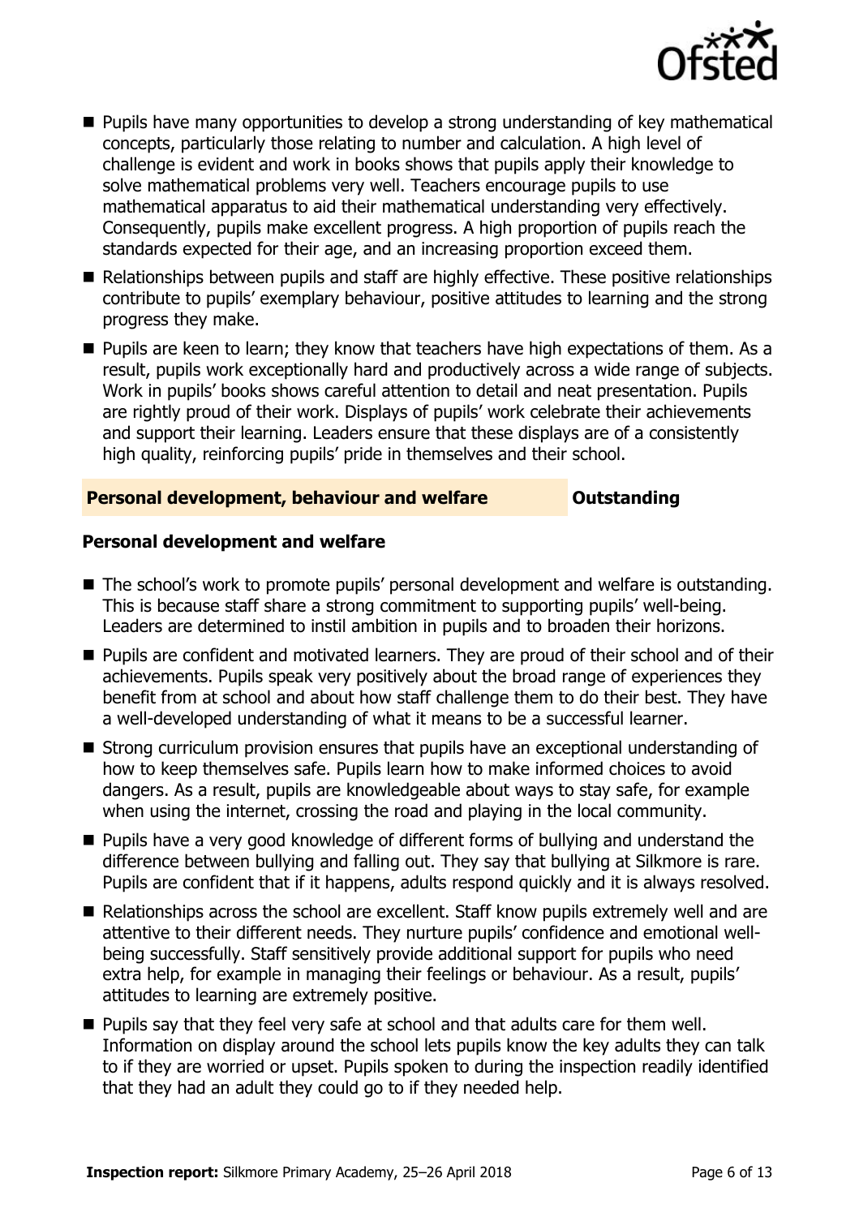- Pupils have many opportunities to develop a strong understanding of key mathematical concepts, particularly those relating to number and calculation. A high level of challenge is evident and work in books shows that pupils apply their knowledge to solve mathematical problems very well. Teachers encourage pupils to use mathematical apparatus to aid their mathematical understanding very effectively. Consequently, pupils make excellent progress. A high proportion of pupils reach the standards expected for their age, and an increasing proportion exceed them.
- Relationships between pupils and staff are highly effective. These positive relationships contribute to pupils' exemplary behaviour, positive attitudes to learning and the strong progress they make.
- Pupils are keen to learn; they know that teachers have high expectations of them. As a result, pupils work exceptionally hard and productively across a wide range of subjects. Work in pupils' books shows careful attention to detail and neat presentation. Pupils are rightly proud of their work. Displays of pupils' work celebrate their achievements and support their learning. Leaders ensure that these displays are of a consistently high quality, reinforcing pupils' pride in themselves and their school.

## Personal development, behaviour and welfare — Outstanding

### Personal development and welfare

- The school's work to promote pupils' personal development and welfare is outstanding. This is because staff share a strong commitment to supporting pupils' well-being. Leaders are determined to instil ambition in pupils and to broaden their horizons.
- Pupils are confident and motivated learners. They are proud of their school and of their achievements. Pupils speak very positively about the broad range of experiences they benefit from at school and about how staff challenge them to do their best. They have a well-developed understanding of what it means to be a successful learner.
- Strong curriculum provision ensures that pupils have an exceptional understanding of how to keep themselves safe. Pupils learn how to make informed choices to avoid dangers. As a result, pupils are knowledgeable about ways to stay safe, for example when using the internet, crossing the road and playing in the local community.
- Pupils have a very good knowledge of different forms of bullying and understand the difference between bullying and falling out. They say that bullying at Silkmore is rare. Pupils are confident that if it happens, adults respond quickly and it is always resolved.
- Relationships across the school are excellent. Staff know pupils extremely well and are attentive to their different needs. They nurture pupils' confidence and emotional well-being successfully. Staff sensitively provide additional support for pupils who need extra help, for example in managing their feelings or behaviour. As a result, pupils' attitudes to learning are extremely positive.
- Pupils say that they feel very safe at school and that adults care for them well. Information on display around the school lets pupils know the key adults they can talk to if they are worried or upset. Pupils spoken to during the inspection readily identified that they had an adult they could go to if they needed help.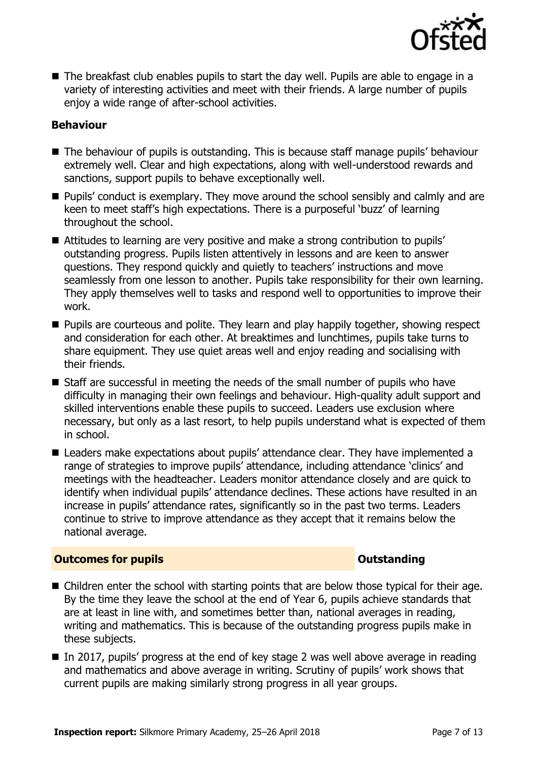- The breakfast club enables pupils to start the day well. Pupils are able to engage in a variety of interesting activities and meet with their friends. A large number of pupils enjoy a wide range of after-school activities.

**Behaviour**

- The behaviour of pupils is outstanding. This is because staff manage pupils' behaviour extremely well. Clear and high expectations, along with well-understood rewards and sanctions, support pupils to behave exceptionally well.
- Pupils' conduct is exemplary. They move around the school sensibly and calmly and are keen to meet staff's high expectations. There is a purposeful 'buzz' of learning throughout the school.
- Attitudes to learning are very positive and make a strong contribution to pupils' outstanding progress. Pupils listen attentively in lessons and are keen to answer questions. They respond quickly and quietly to teachers' instructions and move seamlessly from one lesson to another. Pupils take responsibility for their own learning. They apply themselves well to tasks and respond well to opportunities to improve their work.
- Pupils are courteous and polite. They learn and play happily together, showing respect and consideration for each other. At breaktimes and lunchtimes, pupils take turns to share equipment. They use quiet areas well and enjoy reading and socialising with their friends.
- Staff are successful in meeting the needs of the small number of pupils who have difficulty in managing their own feelings and behaviour. High-quality adult support and skilled interventions enable these pupils to succeed. Leaders use exclusion where necessary, but only as a last resort, to help pupils understand what is expected of them in school.
- Leaders make expectations about pupils' attendance clear. They have implemented a range of strategies to improve pupils' attendance, including attendance 'clinics' and meetings with the headteacher. Leaders monitor attendance closely and are quick to identify when individual pupils' attendance declines. These actions have resulted in an increase in pupils' attendance rates, significantly so in the past two terms. Leaders continue to strive to improve attendance as they accept that it remains below the national average.

## Outcomes for pupils — Outstanding

- Children enter the school with starting points that are below those typical for their age. By the time they leave the school at the end of Year 6, pupils achieve standards that are at least in line with, and sometimes better than, national averages in reading, writing and mathematics. This is because of the outstanding progress pupils make in these subjects.
- In 2017, pupils' progress at the end of key stage 2 was well above average in reading and mathematics and above average in writing. Scrutiny of pupils' work shows that current pupils are making similarly strong progress in all year groups.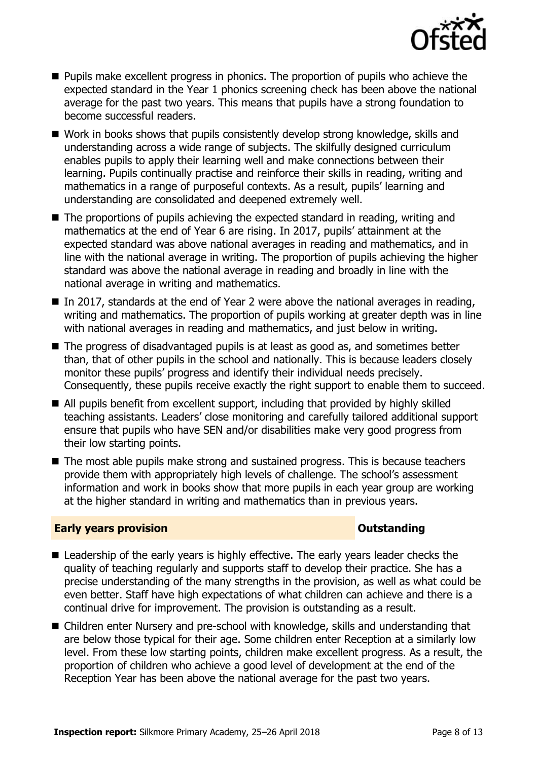- Pupils make excellent progress in phonics. The proportion of pupils who achieve the expected standard in the Year 1 phonics screening check has been above the national average for the past two years. This means that pupils have a strong foundation to become successful readers.
- Work in books shows that pupils consistently develop strong knowledge, skills and understanding across a wide range of subjects. The skilfully designed curriculum enables pupils to apply their learning well and make connections between their learning. Pupils continually practise and reinforce their skills in reading, writing and mathematics in a range of purposeful contexts. As a result, pupils' learning and understanding are consolidated and deepened extremely well.
- The proportions of pupils achieving the expected standard in reading, writing and mathematics at the end of Year 6 are rising. In 2017, pupils' attainment at the expected standard was above national averages in reading and mathematics, and in line with the national average in writing. The proportion of pupils achieving the higher standard was above the national average in reading and broadly in line with the national average in writing and mathematics.
- In 2017, standards at the end of Year 2 were above the national averages in reading, writing and mathematics. The proportion of pupils working at greater depth was in line with national averages in reading and mathematics, and just below in writing.
- The progress of disadvantaged pupils is at least as good as, and sometimes better than, that of other pupils in the school and nationally. This is because leaders closely monitor these pupils' progress and identify their individual needs precisely. Consequently, these pupils receive exactly the right support to enable them to succeed.
- All pupils benefit from excellent support, including that provided by highly skilled teaching assistants. Leaders' close monitoring and carefully tailored additional support ensure that pupils who have SEN and/or disabilities make very good progress from their low starting points.
- The most able pupils make strong and sustained progress. This is because teachers provide them with appropriately high levels of challenge. The school's assessment information and work in books show that more pupils in each year group are working at the higher standard in writing and mathematics than in previous years.

## Early years provision — Outstanding

- Leadership of the early years is highly effective. The early years leader checks the quality of teaching regularly and supports staff to develop their practice. She has a precise understanding of the many strengths in the provision, as well as what could be even better. Staff have high expectations of what children can achieve and there is a continual drive for improvement. The provision is outstanding as a result.
- Children enter Nursery and pre-school with knowledge, skills and understanding that are below those typical for their age. Some children enter Reception at a similarly low level. From these low starting points, children make excellent progress. As a result, the proportion of children who achieve a good level of development at the end of the Reception Year has been above the national average for the past two years.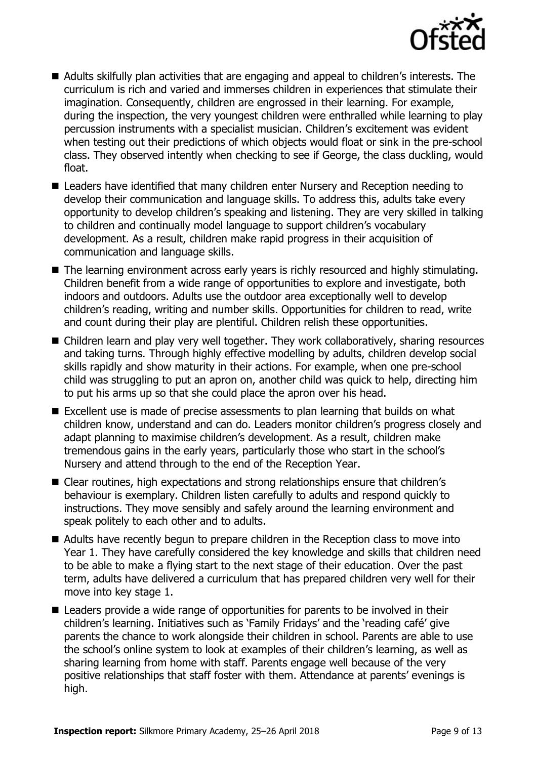- Adults skilfully plan activities that are engaging and appeal to children's interests. The curriculum is rich and varied and immerses children in experiences that stimulate their imagination. Consequently, children are engrossed in their learning. For example, during the inspection, the very youngest children were enthralled while learning to play percussion instruments with a specialist musician. Children's excitement was evident when testing out their predictions of which objects would float or sink in the pre-school class. They observed intently when checking to see if George, the class duckling, would float.
- Leaders have identified that many children enter Nursery and Reception needing to develop their communication and language skills. To address this, adults take every opportunity to develop children's speaking and listening. They are very skilled in talking to children and continually model language to support children's vocabulary development. As a result, children make rapid progress in their acquisition of communication and language skills.
- The learning environment across early years is richly resourced and highly stimulating. Children benefit from a wide range of opportunities to explore and investigate, both indoors and outdoors. Adults use the outdoor area exceptionally well to develop children's reading, writing and number skills. Opportunities for children to read, write and count during their play are plentiful. Children relish these opportunities.
- Children learn and play very well together. They work collaboratively, sharing resources and taking turns. Through highly effective modelling by adults, children develop social skills rapidly and show maturity in their actions. For example, when one pre-school child was struggling to put an apron on, another child was quick to help, directing him to put his arms up so that she could place the apron over his head.
- Excellent use is made of precise assessments to plan learning that builds on what children know, understand and can do. Leaders monitor children's progress closely and adapt planning to maximise children's development. As a result, children make tremendous gains in the early years, particularly those who start in the school's Nursery and attend through to the end of the Reception Year.
- Clear routines, high expectations and strong relationships ensure that children's behaviour is exemplary. Children listen carefully to adults and respond quickly to instructions. They move sensibly and safely around the learning environment and speak politely to each other and to adults.
- Adults have recently begun to prepare children in the Reception class to move into Year 1. They have carefully considered the key knowledge and skills that children need to be able to make a flying start to the next stage of their education. Over the past term, adults have delivered a curriculum that has prepared children very well for their move into key stage 1.
- Leaders provide a wide range of opportunities for parents to be involved in their children's learning. Initiatives such as 'Family Fridays' and the 'reading café' give parents the chance to work alongside their children in school. Parents are able to use the school's online system to look at examples of their children's learning, as well as sharing learning from home with staff. Parents engage well because of the very positive relationships that staff foster with them. Attendance at parents' evenings is high.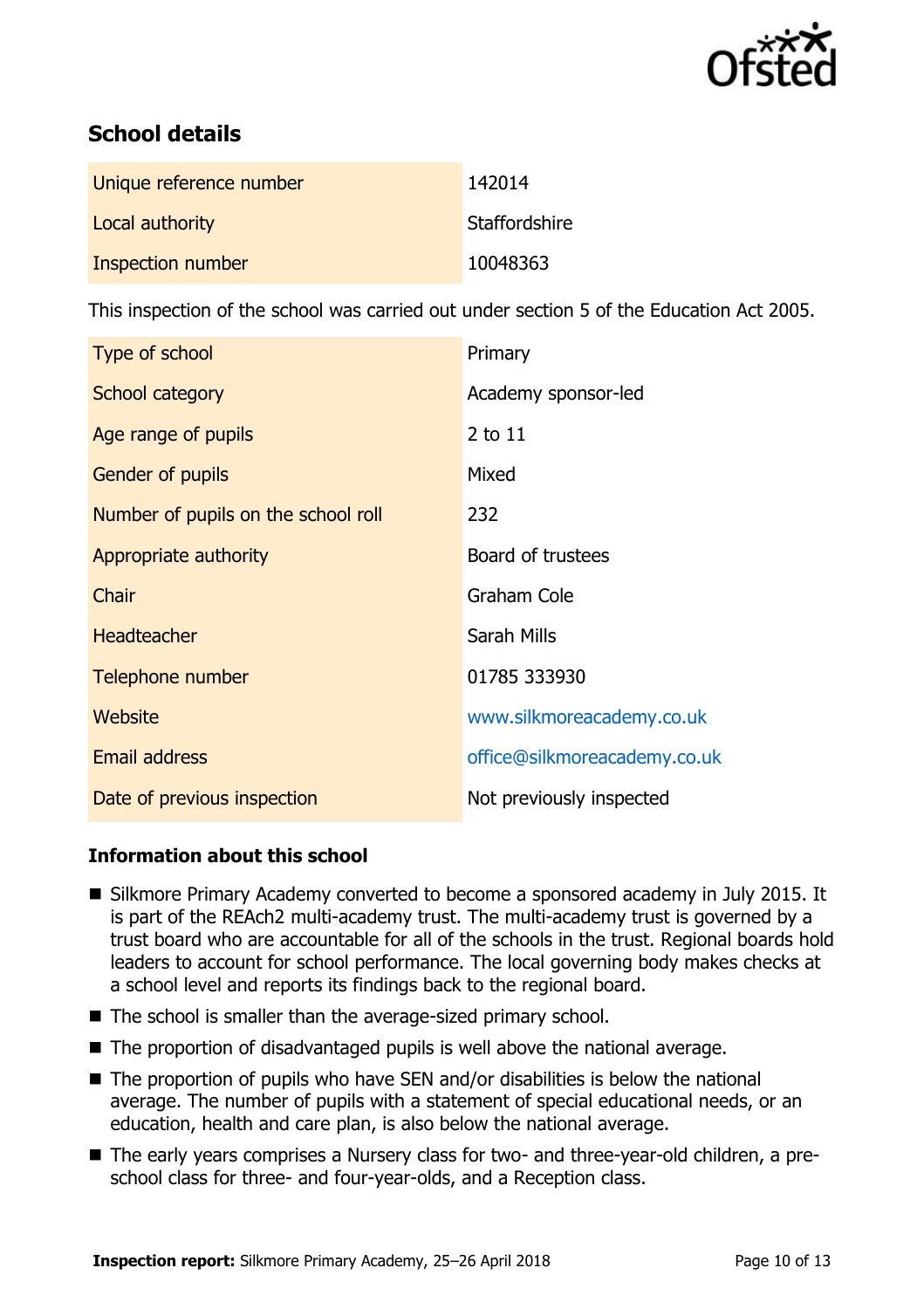## School details

| | |
|---|---|
| Unique reference number | 142014 |
| Local authority | Staffordshire |
| Inspection number | 10048363 |

This inspection of the school was carried out under section 5 of the Education Act 2005.

| | |
|---|---|
| Type of school | Primary |
| School category | Academy sponsor-led |
| Age range of pupils | 2 to 11 |
| Gender of pupils | Mixed |
| Number of pupils on the school roll | 232 |
| Appropriate authority | Board of trustees |
| Chair | Graham Cole |
| Headteacher | Sarah Mills |
| Telephone number | 01785 333930 |
| Website | www.silkmoreacademy.co.uk |
| Email address | office@silkmoreacademy.co.uk |
| Date of previous inspection | Not previously inspected |

### Information about this school

- Silkmore Primary Academy converted to become a sponsored academy in July 2015. It is part of the REAch2 multi-academy trust. The multi-academy trust is governed by a trust board who are accountable for all of the schools in the trust. Regional boards hold leaders to account for school performance. The local governing body makes checks at a school level and reports its findings back to the regional board.
- The school is smaller than the average-sized primary school.
- The proportion of disadvantaged pupils is well above the national average.
- The proportion of pupils who have SEN and/or disabilities is below the national average. The number of pupils with a statement of special educational needs, or an education, health and care plan, is also below the national average.
- The early years comprises a Nursery class for two- and three-year-old children, a pre-school class for three- and four-year-olds, and a Reception class.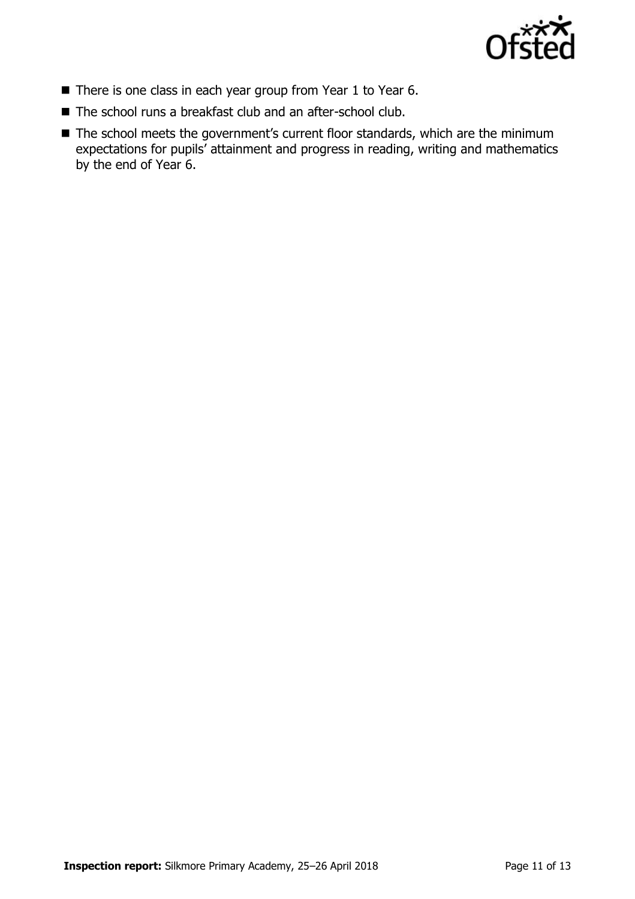- There is one class in each year group from Year 1 to Year 6.
- The school runs a breakfast club and an after-school club.
- The school meets the government's current floor standards, which are the minimum expectations for pupils' attainment and progress in reading, writing and mathematics by the end of Year 6.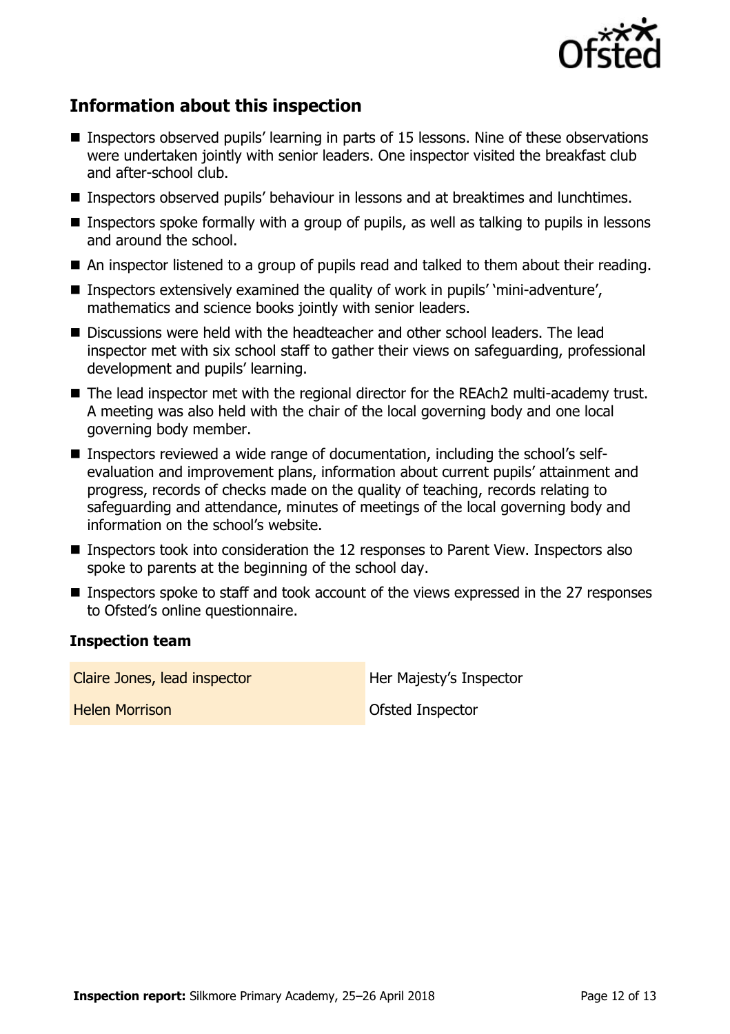## Information about this inspection

- Inspectors observed pupils' learning in parts of 15 lessons. Nine of these observations were undertaken jointly with senior leaders. One inspector visited the breakfast club and after-school club.
- Inspectors observed pupils' behaviour in lessons and at breaktimes and lunchtimes.
- Inspectors spoke formally with a group of pupils, as well as talking to pupils in lessons and around the school.
- An inspector listened to a group of pupils read and talked to them about their reading.
- Inspectors extensively examined the quality of work in pupils' 'mini-adventure', mathematics and science books jointly with senior leaders.
- Discussions were held with the headteacher and other school leaders. The lead inspector met with six school staff to gather their views on safeguarding, professional development and pupils' learning.
- The lead inspector met with the regional director for the REAch2 multi-academy trust. A meeting was also held with the chair of the local governing body and one local governing body member.
- Inspectors reviewed a wide range of documentation, including the school's self-evaluation and improvement plans, information about current pupils' attainment and progress, records of checks made on the quality of teaching, records relating to safeguarding and attendance, minutes of meetings of the local governing body and information on the school's website.
- Inspectors took into consideration the 12 responses to Parent View. Inspectors also spoke to parents at the beginning of the school day.
- Inspectors spoke to staff and took account of the views expressed in the 27 responses to Ofsted's online questionnaire.

### Inspection team

| | |
|---|---|
| Claire Jones, lead inspector | Her Majesty's Inspector |
| Helen Morrison | Ofsted Inspector |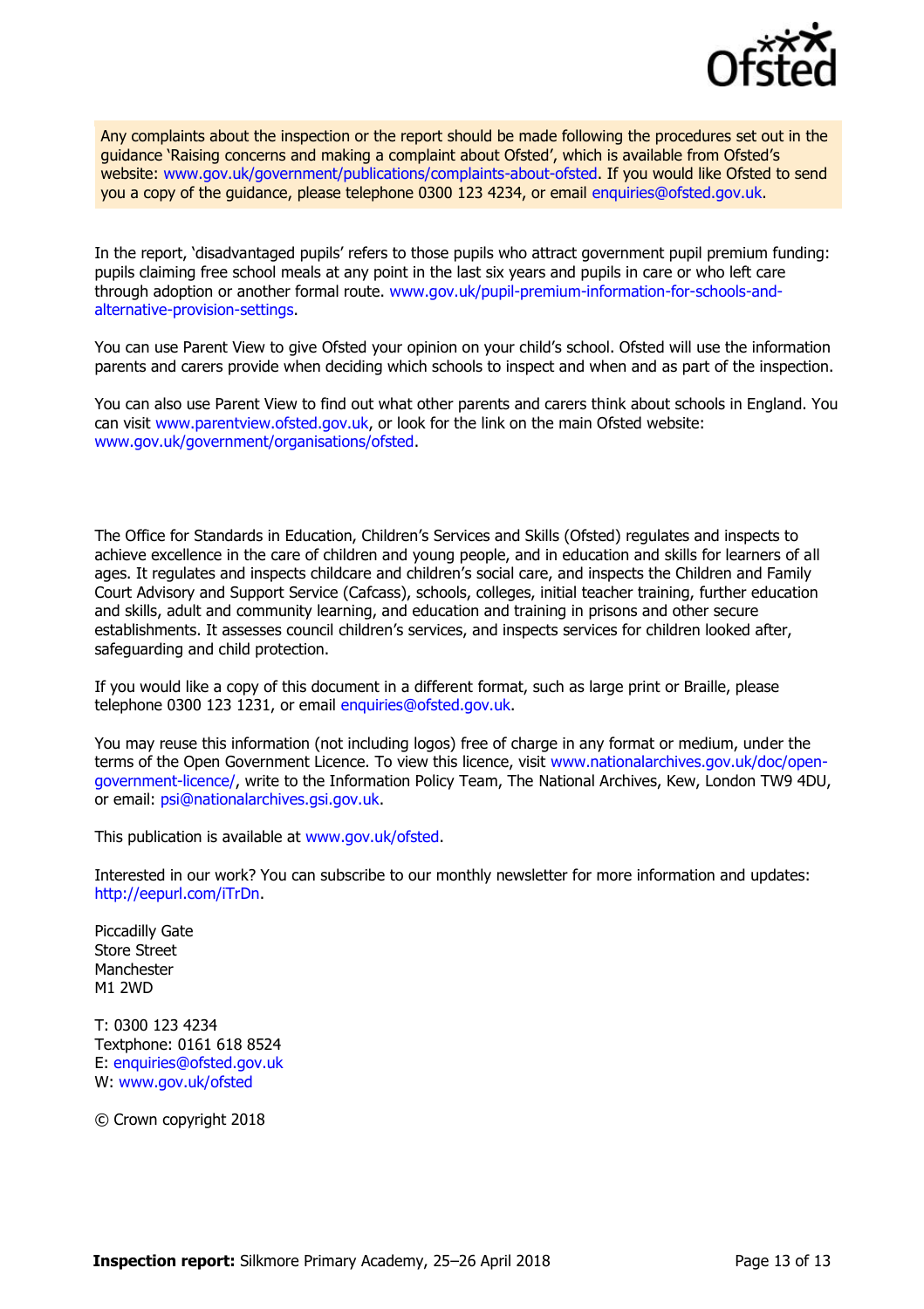Any complaints about the inspection or the report should be made following the procedures set out in the guidance 'Raising concerns and making a complaint about Ofsted', which is available from Ofsted's website: www.gov.uk/government/publications/complaints-about-ofsted. If you would like Ofsted to send you a copy of the guidance, please telephone 0300 123 4234, or email enquiries@ofsted.gov.uk.

In the report, 'disadvantaged pupils' refers to those pupils who attract government pupil premium funding: pupils claiming free school meals at any point in the last six years and pupils in care or who left care through adoption or another formal route. www.gov.uk/pupil-premium-information-for-schools-and-alternative-provision-settings.

You can use Parent View to give Ofsted your opinion on your child's school. Ofsted will use the information parents and carers provide when deciding which schools to inspect and when and as part of the inspection.

You can also use Parent View to find out what other parents and carers think about schools in England. You can visit www.parentview.ofsted.gov.uk, or look for the link on the main Ofsted website: www.gov.uk/government/organisations/ofsted.

The Office for Standards in Education, Children's Services and Skills (Ofsted) regulates and inspects to achieve excellence in the care of children and young people, and in education and skills for learners of all ages. It regulates and inspects childcare and children's social care, and inspects the Children and Family Court Advisory and Support Service (Cafcass), schools, colleges, initial teacher training, further education and skills, adult and community learning, and education and training in prisons and other secure establishments. It assesses council children's services, and inspects services for children looked after, safeguarding and child protection.

If you would like a copy of this document in a different format, such as large print or Braille, please telephone 0300 123 1231, or email enquiries@ofsted.gov.uk.

You may reuse this information (not including logos) free of charge in any format or medium, under the terms of the Open Government Licence. To view this licence, visit www.nationalarchives.gov.uk/doc/open-government-licence/, write to the Information Policy Team, The National Archives, Kew, London TW9 4DU, or email: psi@nationalarchives.gsi.gov.uk.

This publication is available at www.gov.uk/ofsted.

Interested in our work? You can subscribe to our monthly newsletter for more information and updates: http://eepurl.com/iTrDn.

Piccadilly Gate
Store Street
Manchester
M1 2WD

T: 0300 123 4234
Textphone: 0161 618 8524
E: enquiries@ofsted.gov.uk
W: www.gov.uk/ofsted

© Crown copyright 2018